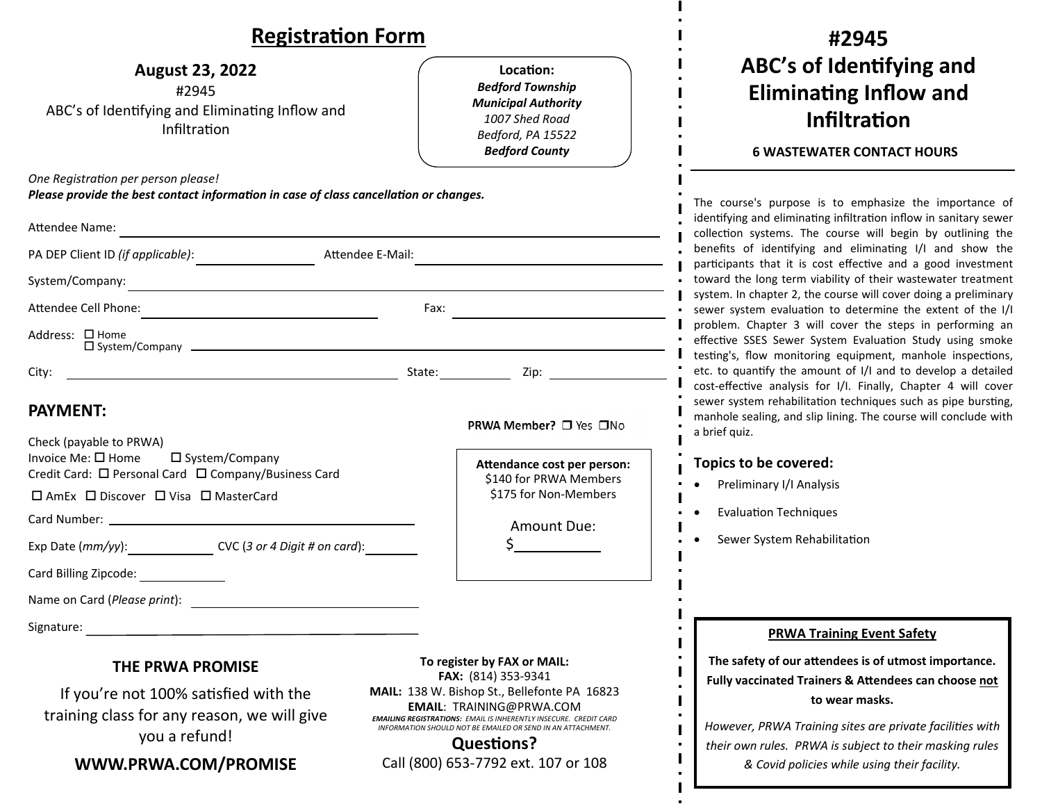# Registration Form

**August 23, 2022**

#2945

ABC's of Identifying and Eliminating Inflow and Infiltration

**Location:**
***Bedford Township***
***Municipal Authority***
*1007 Shed Road*
*Bedford, PA 15522*
***Bedford County***

*One Registration per person please!*
***Please provide the best contact information in case of class cancellation or changes.***

Attendee Name: ______________________________

PA DEP Client ID *(if applicable)*: ______________ Attendee E-Mail: ______________________

System/Company: ______________________________

Attendee Cell Phone: ______________________ Fax: ______________________

Address: ☐ Home ☐ System/Company ______________________________

City: ______________________ State: __________ Zip: __________

## PAYMENT:

**PRWA Member?** ❒ Yes ❒No

Check (payable to PRWA)

Invoice Me: ☐ Home ☐ System/Company

Credit Card: ☐ Personal Card ☐ Company/Business Card

☐ AmEx ☐ Discover ☐ Visa ☐ MasterCard

Card Number: ______________________________

Exp Date (*mm/yy*): __________ CVC (*3 or 4 Digit # on card*): __________

Card Billing Zipcode: __________

Name on Card (*Please print*): ______________________

Signature: ______________________________

**Attendance cost per person:**
$140 for PRWA Members
$175 for Non-Members

Amount Due:
$__________

### THE PRWA PROMISE

If you're not 100% satisfied with the training class for any reason, we will give you a refund!

**WWW.PRWA.COM/PROMISE**

**To register by FAX or MAIL:**
**FAX:** (814) 353-9341
**MAIL:** 138 W. Bishop St., Bellefonte PA 16823
**EMAIL**: TRAINING@PRWA.COM

***EMAILING REGISTRATIONS:*** *EMAIL IS INHERENTLY INSECURE. CREDIT CARD INFORMATION SHOULD NOT BE EMAILED OR SEND IN AN ATTACHMENT.*

**Questions?**
Call (800) 653-7792 ext. 107 or 108

# #2945 ABC's of Identifying and Eliminating Inflow and Infiltration

**6 WASTEWATER CONTACT HOURS**

The course's purpose is to emphasize the importance of identifying and eliminating infiltration inflow in sanitary sewer collection systems. The course will begin by outlining the benefits of identifying and eliminating I/I and show the participants that it is cost effective and a good investment toward the long term viability of their wastewater treatment system. In chapter 2, the course will cover doing a preliminary sewer system evaluation to determine the extent of the I/I problem. Chapter 3 will cover the steps in performing an effective SSES Sewer System Evaluation Study using smoke testing's, flow monitoring equipment, manhole inspections, etc. to quantify the amount of I/I and to develop a detailed cost-effective analysis for I/I. Finally, Chapter 4 will cover sewer system rehabilitation techniques such as pipe bursting, manhole sealing, and slip lining. The course will conclude with a brief quiz.

### Topics to be covered:

- Preliminary I/I Analysis
- Evaluation Techniques
- Sewer System Rehabilitation

**PRWA Training Event Safety**

**The safety of our attendees is of utmost importance. Fully vaccinated Trainers & Attendees can choose not to wear masks.**

*However, PRWA Training sites are private facilities with their own rules. PRWA is subject to their masking rules & Covid policies while using their facility.*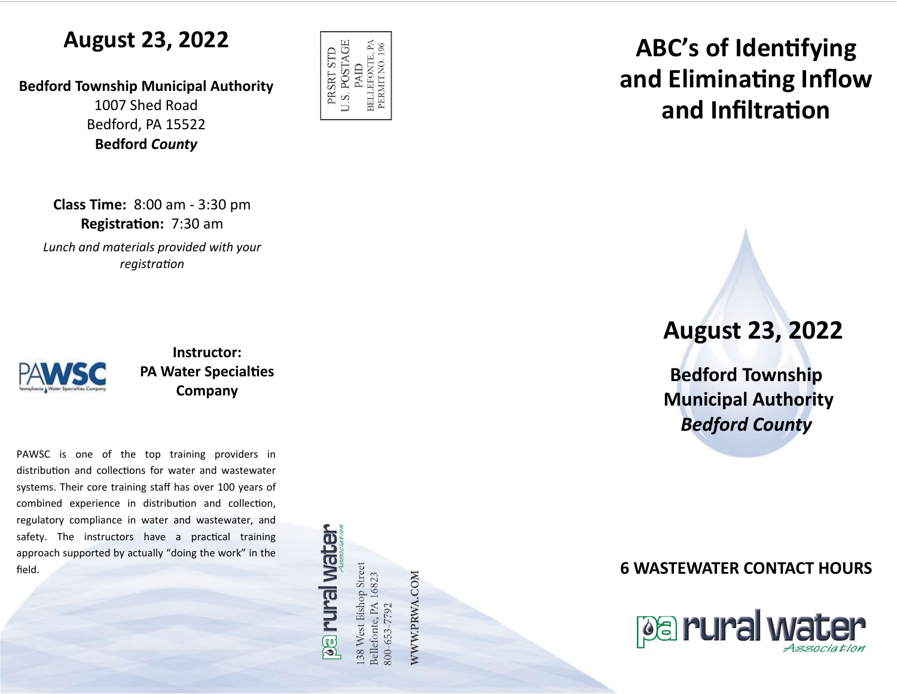# August 23, 2022

**Bedford Township Municipal Authority**
1007 Shed Road
Bedford, PA 15522
**Bedford *County***

**Class Time:** 8:00 am - 3:30 pm
**Registration:** 7:30 am

*Lunch and materials provided with your registration*

**Instructor:**
**PA Water Specialties Company**

PAWSC is one of the top training providers in distribution and collections for water and wastewater systems. Their core training staff has over 100 years of combined experience in distribution and collection, regulatory compliance in water and wastewater, and safety. The instructors have a practical training approach supported by actually "doing the work" in the field.

PRSRT STD
U.S. POSTAGE
PAID
BELLEFONTE, PA
PERMIT NO. 196

pa rural water Association
138 West Bishop Street
Bellefonte, PA 16823
800-653-7792

WWW.PRWA.COM

# ABC's of Identifying and Eliminating Inflow and Infiltration

## August 23, 2022

**Bedford Township Municipal Authority**
***Bedford County***

**6 WASTEWATER CONTACT HOURS**

pa rural water Association